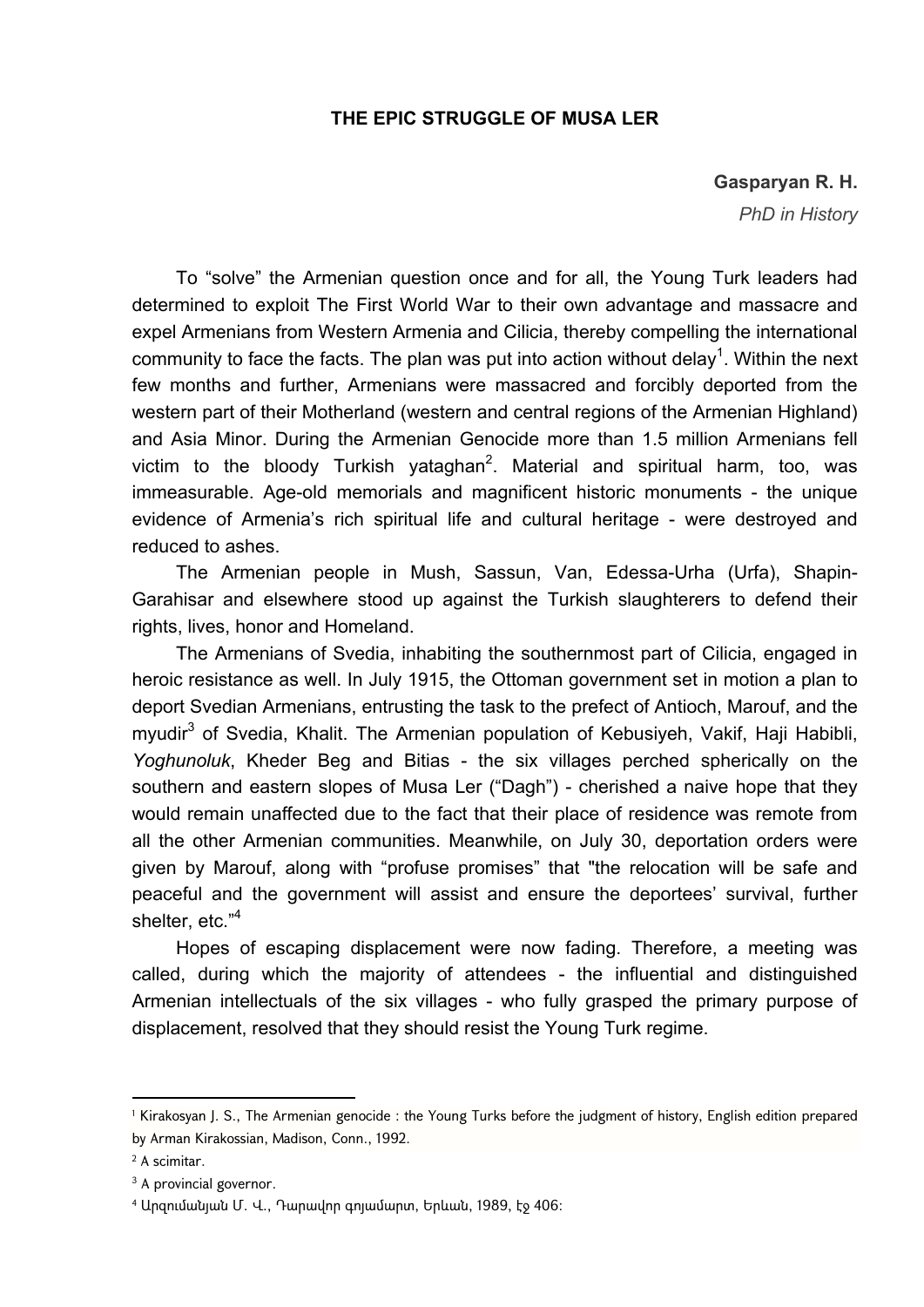# THE EPIC STRUGGLE OF MUSA LER

**Gasparyan R. H.**

*PhD in History*

To "solve" the Armenian question once and for all, the Young Turk leaders had determined to exploit The First World War to their own advantage and massacre and expel Armenians from Western Armenia and Cilicia, thereby compelling the international community to face the facts. The plan was put into action without delay[1]. Within the next few months and further, Armenians were massacred and forcibly deported from the western part of their Motherland (western and central regions of the Armenian Highland) and Asia Minor. During the Armenian Genocide more than 1.5 million Armenians fell victim to the bloody Turkish yataghan[2]. Material and spiritual harm, too, was immeasurable. Age-old memorials and magnificent historic monuments - the unique evidence of Armenia's rich spiritual life and cultural heritage - were destroyed and reduced to ashes.

The Armenian people in Mush, Sassun, Van, Edessa-Urha (Urfa), Shapin-Garahisar and elsewhere stood up against the Turkish slaughterers to defend their rights, lives, honor and Homeland.

The Armenians of Svedia, inhabiting the southernmost part of Cilicia, engaged in heroic resistance as well. In July 1915, the Ottoman government set in motion a plan to deport Svedian Armenians, entrusting the task to the prefect of Antioch, Marouf, and the myudir[3] of Svedia, Khalit. The Armenian population of Kebusiyeh, Vakif, Haji Habibli, *Yoghunoluk*, Kheder Beg and Bitias - the six villages perched spherically on the southern and eastern slopes of Musa Ler ("Dagh") - cherished a naive hope that they would remain unaffected due to the fact that their place of residence was remote from all the other Armenian communities. Meanwhile, on July 30, deportation orders were given by Marouf, along with "profuse promises" that "the relocation will be safe and peaceful and the government will assist and ensure the deportees' survival, further shelter, etc."[4]

Hopes of escaping displacement were now fading. Therefore, a meeting was called, during which the majority of attendees - the influential and distinguished Armenian intellectuals of the six villages - who fully grasped the primary purpose of displacement, resolved that they should resist the Young Turk regime.

---

[1] Kirakosyan J. S., The Armenian genocide : the Young Turks before the judgment of history, English edition prepared by Arman Kirakossian, Madison, Conn., 1992.

[2] A scimitar.

[3] A provincial governor.

[4] Արզումանյան Մ. Վ., Դարավոր գոյամարտ, Երևան, 1989, էջ 406: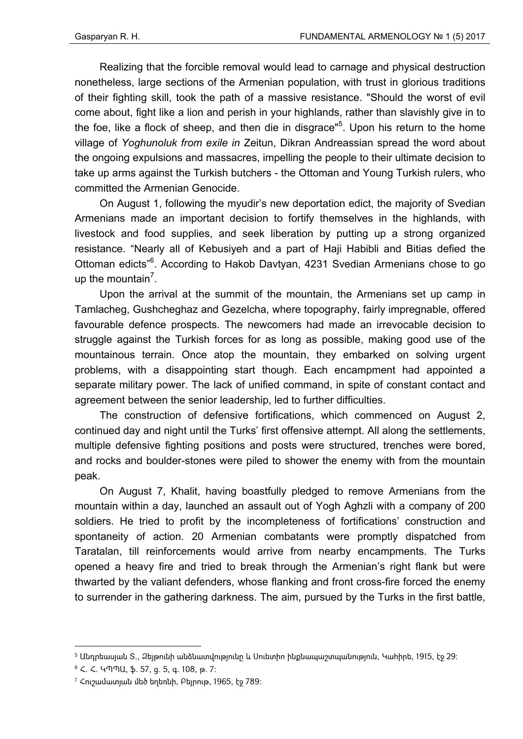Realizing that the forcible removal would lead to carnage and physical destruction nonetheless, large sections of the Armenian population, with trust in glorious traditions of their fighting skill, took the path of a massive resistance. "Should the worst of evil come about, fight like a lion and perish in your highlands, rather than slavishly give in to the foe, like a flock of sheep, and then die in disgrace"[5]. Upon his return to the home village of *Yoghunoluk from exile in* Zeitun, Dikran Andreassian spread the word about the ongoing expulsions and massacres, impelling the people to their ultimate decision to take up arms against the Turkish butchers - the Ottoman and Young Turkish rulers, who committed the Armenian Genocide.

On August 1, following the myudir's new deportation edict, the majority of Svedian Armenians made an important decision to fortify themselves in the highlands, with livestock and food supplies, and seek liberation by putting up a strong organized resistance. "Nearly all of Kebusiyeh and a part of Haji Habibli and Bitias defied the Ottoman edicts"[6]. According to Hakob Davtyan, 4231 Svedian Armenians chose to go up the mountain[7].

Upon the arrival at the summit of the mountain, the Armenians set up camp in Tamlacheg, Gushcheghaz and Gezelcha, where topography, fairly impregnable, offered favourable defence prospects. The newcomers had made an irrevocable decision to struggle against the Turkish forces for as long as possible, making good use of the mountainous terrain. Once atop the mountain, they embarked on solving urgent problems, with a disappointing start though. Each encampment had appointed a separate military power. The lack of unified command, in spite of constant contact and agreement between the senior leadership, led to further difficulties.

The construction of defensive fortifications, which commenced on August 2, continued day and night until the Turks' first offensive attempt. All along the settlements, multiple defensive fighting positions and posts were structured, trenches were bored, and rocks and boulder-stones were piled to shower the enemy with from the mountain peak.

On August 7, Khalit, having boastfully pledged to remove Armenians from the mountain within a day, launched an assault out of Yogh Aghzli with a company of 200 soldiers. He tried to profit by the incompleteness of fortifications' construction and spontaneity of action. 20 Armenian combatants were promptly dispatched from Taratalan, till reinforcements would arrive from nearby encampments. The Turks opened a heavy fire and tried to break through the Armenian's right flank but were thwarted by the valiant defenders, whose flanking and front cross-fire forced the enemy to surrender in the gathering darkness. The aim, pursued by the Turks in the first battle,

---

[5] Անդրեասյան Տ., Զեյթունի անձնատվությունը և Սուետիո ինքնապաշտպանություն, Կահիրե, 1915, էջ 29:

[6] Հ. Հ. ԿՊՊԱ, ֆ. 57, ց. 5, գ. 108, թ. 7:

[7] Հուշամատյան մեծ եղեռնի, Բեյրութ, 1965, էջ 789: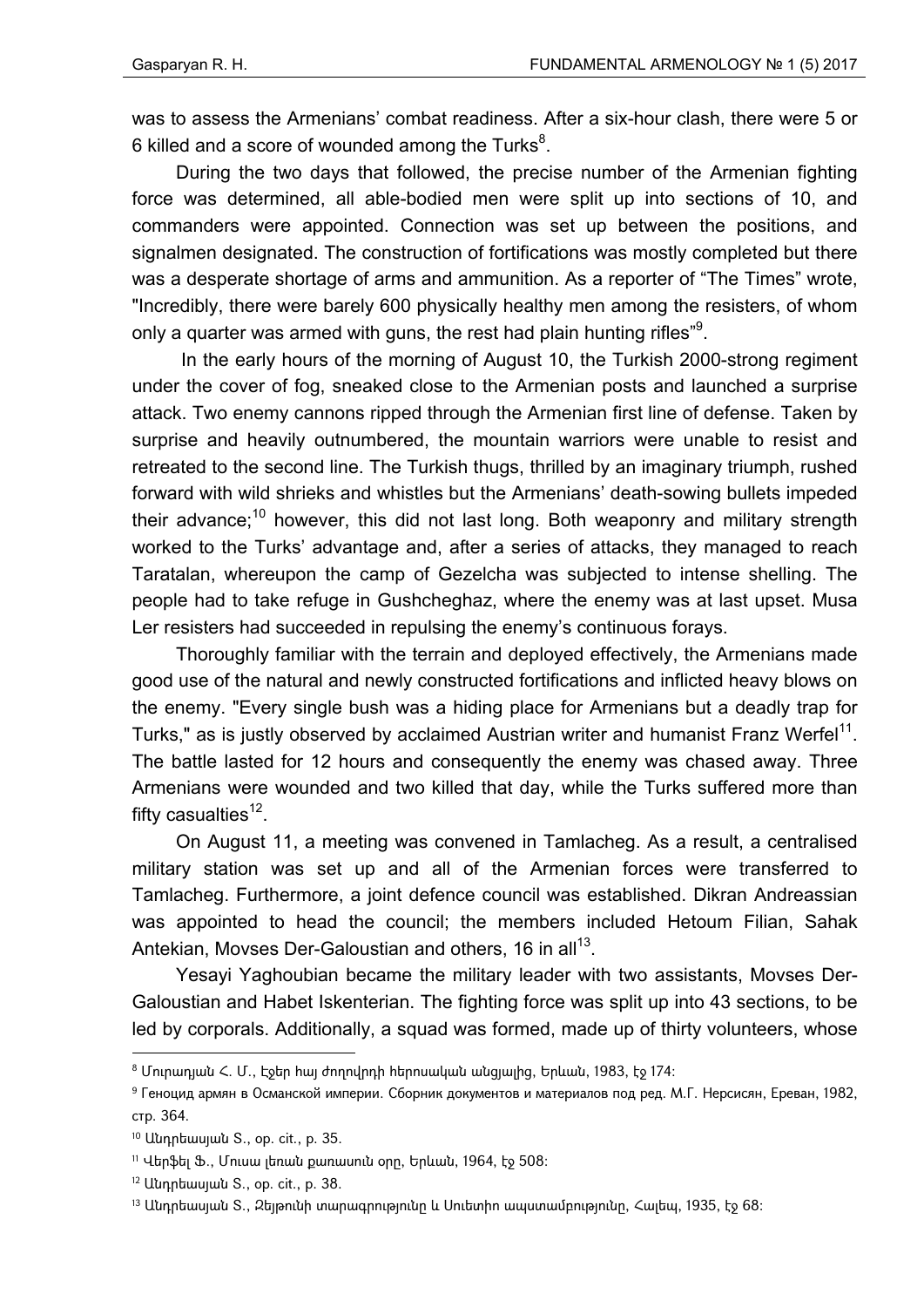was to assess the Armenians' combat readiness. After a six-hour clash, there were 5 or 6 killed and a score of wounded among the Turks[8].

During the two days that followed, the precise number of the Armenian fighting force was determined, all able-bodied men were split up into sections of 10, and commanders were appointed. Connection was set up between the positions, and signalmen designated. The construction of fortifications was mostly completed but there was a desperate shortage of arms and ammunition. As a reporter of "The Times" wrote, "Incredibly, there were barely 600 physically healthy men among the resisters, of whom only a quarter was armed with guns, the rest had plain hunting rifles"[9].

In the early hours of the morning of August 10, the Turkish 2000-strong regiment under the cover of fog, sneaked close to the Armenian posts and launched a surprise attack. Two enemy cannons ripped through the Armenian first line of defense. Taken by surprise and heavily outnumbered, the mountain warriors were unable to resist and retreated to the second line. The Turkish thugs, thrilled by an imaginary triumph, rushed forward with wild shrieks and whistles but the Armenians' death-sowing bullets impeded their advance;[10] however, this did not last long. Both weaponry and military strength worked to the Turks' advantage and, after a series of attacks, they managed to reach Taratalan, whereupon the camp of Gezelcha was subjected to intense shelling. The people had to take refuge in Gushcheghaz, where the enemy was at last upset. Musa Ler resisters had succeeded in repulsing the enemy's continuous forays.

Thoroughly familiar with the terrain and deployed effectively, the Armenians made good use of the natural and newly constructed fortifications and inflicted heavy blows on the enemy. "Every single bush was a hiding place for Armenians but a deadly trap for Turks," as is justly observed by acclaimed Austrian writer and humanist Franz Werfel[11]. The battle lasted for 12 hours and consequently the enemy was chased away. Three Armenians were wounded and two killed that day, while the Turks suffered more than fifty casualties[12].

On August 11, a meeting was convened in Tamlacheg. As a result, a centralised military station was set up and all of the Armenian forces were transferred to Tamlacheg. Furthermore, a joint defence council was established. Dikran Andreassian was appointed to head the council; the members included Hetoum Filian, Sahak Antekian, Movses Der-Galoustian and others, 16 in all[13].

Yesayi Yaghoubian became the military leader with two assistants, Movses Der-Galoustian and Habet Iskenterian. The fighting force was split up into 43 sections, to be led by corporals. Additionally, a squad was formed, made up of thirty volunteers, whose

---

[8] Մուրադյան Հ. Մ., Էջեր հայ ժողովրդի հերոսական անցյալից, Երևան, 1983, էջ 174:

[9] Геноцид армян в Османской империи. Сборник документов и материалов под ред. М.Г. Нерсисян, Ереван, 1982, стр. 364.

[10] Անդրեասյան Տ., op. cit., p. 35.

[11] Վերֆել Ֆ., Մուսա լեռան քառասուն օրը, Երևան, 1964, էջ 508:

[12] Անդրեասյան Տ., op. cit., p. 38.

[13] Անդրեասյան Տ., Զեյթունի տարագրությունը և Սուետիո ապստամբությունը, Հալեպ, 1935, էջ 68: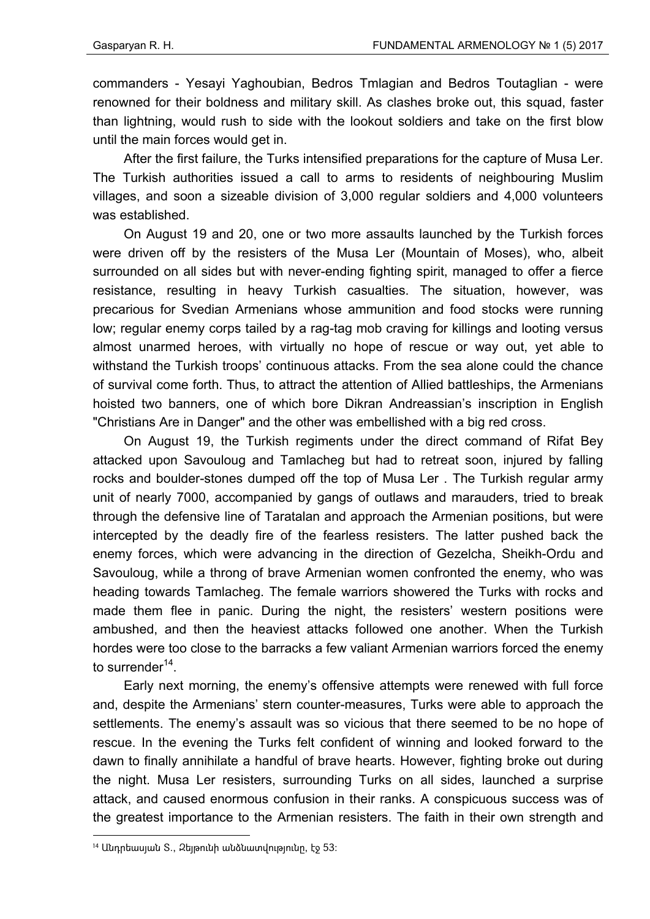commanders - Yesayi Yaghoubian, Bedros Tmlagian and Bedros Toutaglian - were renowned for their boldness and military skill. As clashes broke out, this squad, faster than lightning, would rush to side with the lookout soldiers and take on the first blow until the main forces would get in.

After the first failure, the Turks intensified preparations for the capture of Musa Ler. The Turkish authorities issued a call to arms to residents of neighbouring Muslim villages, and soon a sizeable division of 3,000 regular soldiers and 4,000 volunteers was established.

On August 19 and 20, one or two more assaults launched by the Turkish forces were driven off by the resisters of the Musa Ler (Mountain of Moses), who, albeit surrounded on all sides but with never-ending fighting spirit, managed to offer a fierce resistance, resulting in heavy Turkish casualties. The situation, however, was precarious for Svedian Armenians whose ammunition and food stocks were running low; regular enemy corps tailed by a rag-tag mob craving for killings and looting versus almost unarmed heroes, with virtually no hope of rescue or way out, yet able to withstand the Turkish troops' continuous attacks. From the sea alone could the chance of survival come forth. Thus, to attract the attention of Allied battleships, the Armenians hoisted two banners, one of which bore Dikran Andreassian's inscription in English "Christians Are in Danger" and the other was embellished with a big red cross.

On August 19, the Turkish regiments under the direct command of Rifat Bey attacked upon Savouloug and Tamlacheg but had to retreat soon, injured by falling rocks and boulder-stones dumped off the top of Musa Ler . The Turkish regular army unit of nearly 7000, accompanied by gangs of outlaws and marauders, tried to break through the defensive line of Taratalan and approach the Armenian positions, but were intercepted by the deadly fire of the fearless resisters. The latter pushed back the enemy forces, which were advancing in the direction of Gezelcha, Sheikh-Ordu and Savouloug, while a throng of brave Armenian women confronted the enemy, who was heading towards Tamlacheg. The female warriors showered the Turks with rocks and made them flee in panic. During the night, the resisters' western positions were ambushed, and then the heaviest attacks followed one another. When the Turkish hordes were too close to the barracks a few valiant Armenian warriors forced the enemy to surrender[14].

Early next morning, the enemy's offensive attempts were renewed with full force and, despite the Armenians' stern counter-measures, Turks were able to approach the settlements. The enemy's assault was so vicious that there seemed to be no hope of rescue. In the evening the Turks felt confident of winning and looked forward to the dawn to finally annihilate a handful of brave hearts. However, fighting broke out during the night. Musa Ler resisters, surrounding Turks on all sides, launched a surprise attack, and caused enormous confusion in their ranks. A conspicuous success was of the greatest importance to the Armenian resisters. The faith in their own strength and

---

[14] Անդրեասյան Տ., Զեյթունի անձնատվությունը, էջ 53: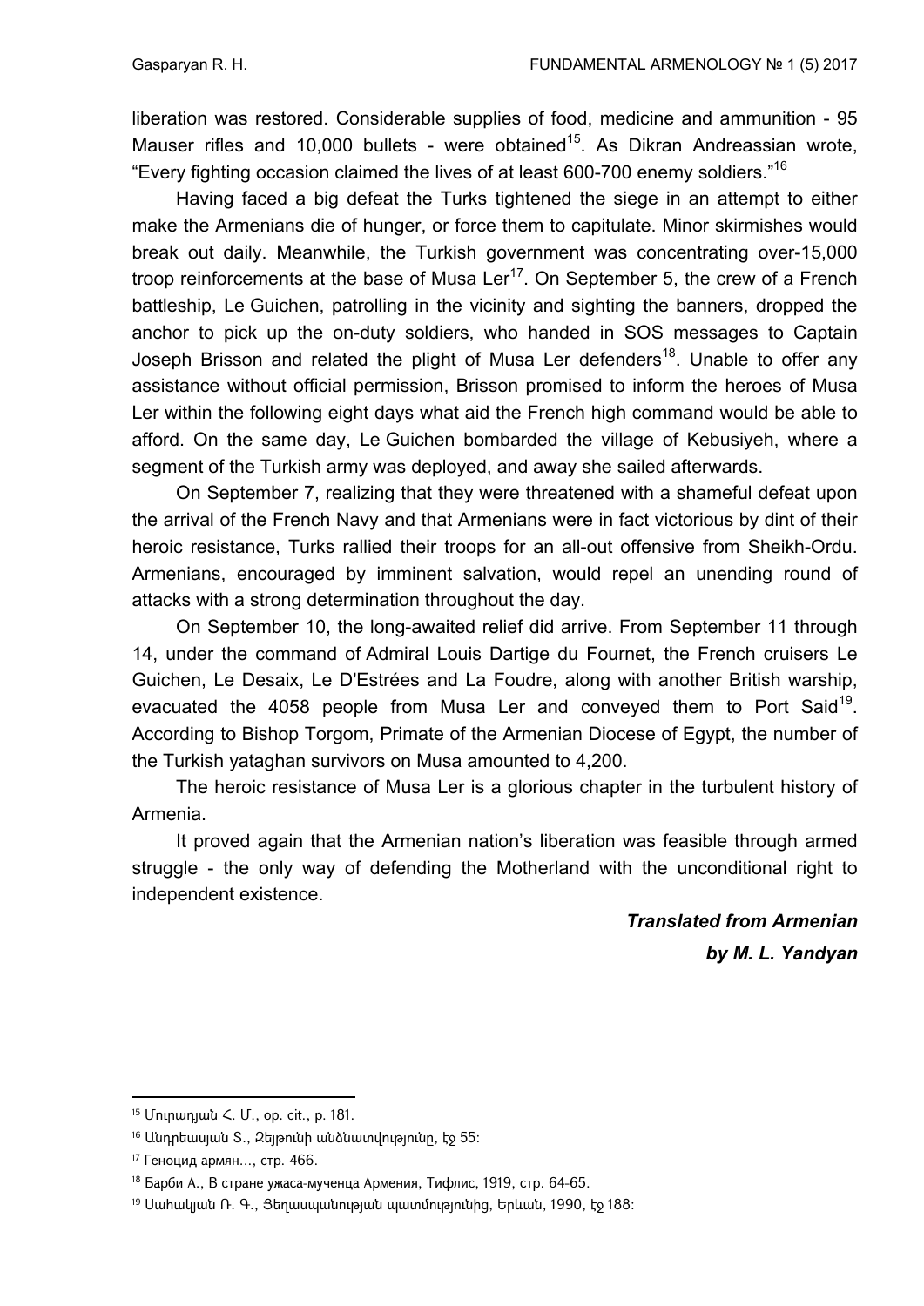liberation was restored. Considerable supplies of food, medicine and ammunition - 95 Mauser rifles and 10,000 bullets - were obtained[15]. As Dikran Andreassian wrote, "Every fighting occasion claimed the lives of at least 600-700 enemy soldiers."[16]

Having faced a big defeat the Turks tightened the siege in an attempt to either make the Armenians die of hunger, or force them to capitulate. Minor skirmishes would break out daily. Meanwhile, the Turkish government was concentrating over-15,000 troop reinforcements at the base of Musa Ler[17]. On September 5, the crew of a French battleship, Le Guichen, patrolling in the vicinity and sighting the banners, dropped the anchor to pick up the on-duty soldiers, who handed in SOS messages to Captain Joseph Brisson and related the plight of Musa Ler defenders[18]. Unable to offer any assistance without official permission, Brisson promised to inform the heroes of Musa Ler within the following eight days what aid the French high command would be able to afford. On the same day, Le Guichen bombarded the village of Kebusiyeh, where a segment of the Turkish army was deployed, and away she sailed afterwards.

On September 7, realizing that they were threatened with a shameful defeat upon the arrival of the French Navy and that Armenians were in fact victorious by dint of their heroic resistance, Turks rallied their troops for an all-out offensive from Sheikh-Ordu. Armenians, encouraged by imminent salvation, would repel an unending round of attacks with a strong determination throughout the day.

On September 10, the long-awaited relief did arrive. From September 11 through 14, under the command of Admiral Louis Dartige du Fournet, the French cruisers Le Guichen, Le Desaix, Le D'Estrées and La Foudre, along with another British warship, evacuated the 4058 people from Musa Ler and conveyed them to Port Said[19]. According to Bishop Torgom, Primate of the Armenian Diocese of Egypt, the number of the Turkish yataghan survivors on Musa amounted to 4,200.

The heroic resistance of Musa Ler is a glorious chapter in the turbulent history of Armenia.

It proved again that the Armenian nation's liberation was feasible through armed struggle - the only way of defending the Motherland with the unconditional right to independent existence.

***Translated from Armenian***
***by M. L. Yandyan***

---

[15] Մուրադյան Հ. Մ., op. cit., p. 181.

[16] Անդրեասյան Տ., Զեյթունի անձնատվությունը, էջ 55:

[17] Геноцид армян..., стр. 466.

[18] Барби А., В стране ужаса-мученца Армения, Тифлис, 1919, стр. 64-65.

[19] Սահակյան Ռ. Գ., Ցեղասպանության պատմությունից, Երևան, 1990, էջ 188: